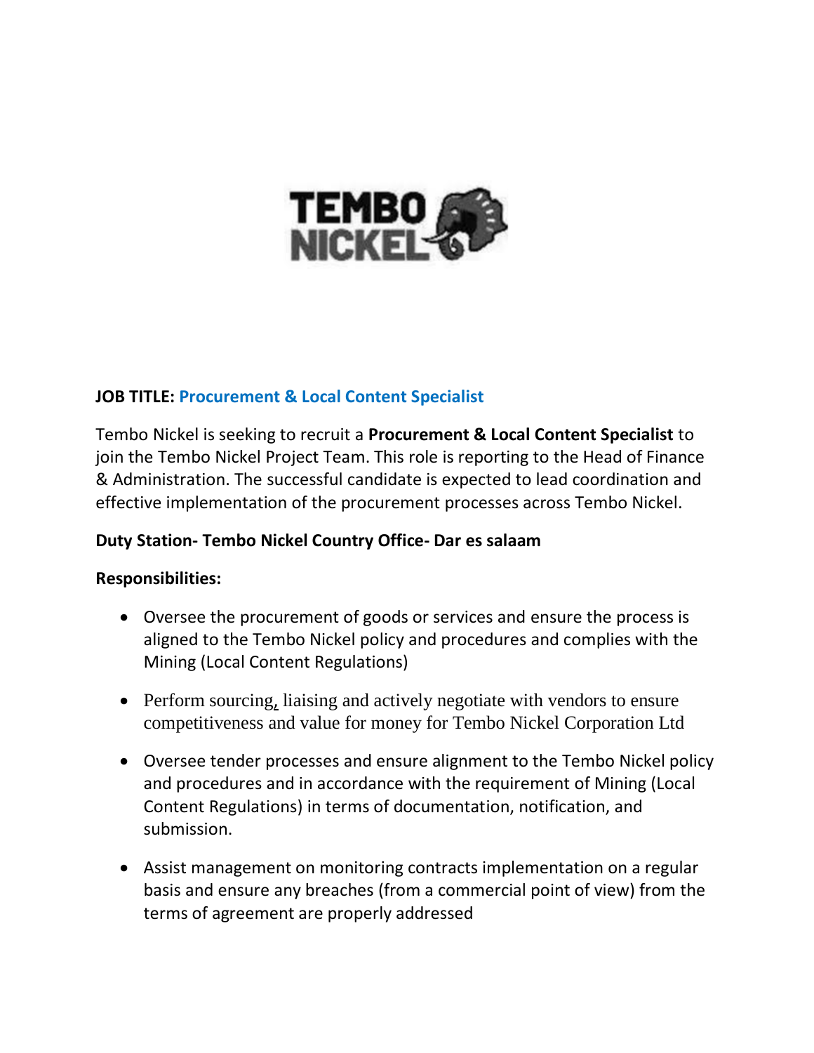**JOB TITLE: Procurement & Local Content Specialist**

Tembo Nickel is seeking to recruit a **Procurement & Local Content Specialist** to join the Tembo Nickel Project Team. This role is reporting to the Head of Finance & Administration. The successful candidate is expected to lead coordination and effective implementation of the procurement processes across Tembo Nickel.

**Duty Station- Tembo Nickel Country Office- Dar es salaam**

**Responsibilities:**

- Oversee the procurement of goods or services and ensure the process is aligned to the Tembo Nickel policy and procedures and complies with the Mining (Local Content Regulations)
- Perform sourcing, liaising and actively negotiate with vendors to ensure competitiveness and value for money for Tembo Nickel Corporation Ltd
- Oversee tender processes and ensure alignment to the Tembo Nickel policy and procedures and in accordance with the requirement of Mining (Local Content Regulations) in terms of documentation, notification, and submission.
- Assist management on monitoring contracts implementation on a regular basis and ensure any breaches (from a commercial point of view) from the terms of agreement are properly addressed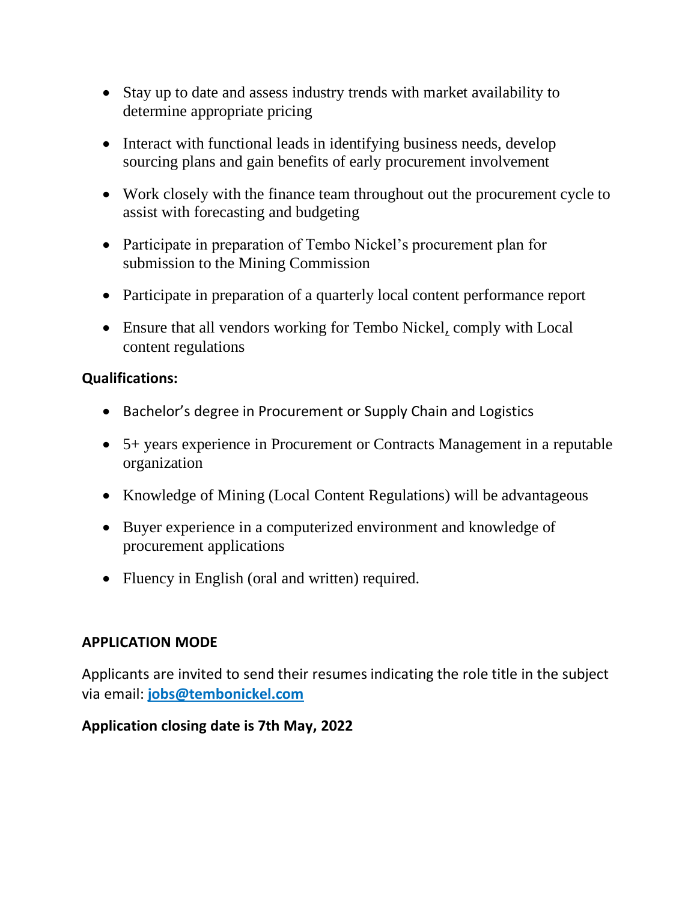- Stay up to date and assess industry trends with market availability to determine appropriate pricing
- Interact with functional leads in identifying business needs, develop sourcing plans and gain benefits of early procurement involvement
- Work closely with the finance team throughout out the procurement cycle to assist with forecasting and budgeting
- Participate in preparation of Tembo Nickel's procurement plan for submission to the Mining Commission
- Participate in preparation of a quarterly local content performance report
- Ensure that all vendors working for Tembo Nickel, comply with Local content regulations

**Qualifications:**

- Bachelor's degree in Procurement or Supply Chain and Logistics
- 5+ years experience in Procurement or Contracts Management in a reputable organization
- Knowledge of Mining (Local Content Regulations) will be advantageous
- Buyer experience in a computerized environment and knowledge of procurement applications
- Fluency in English (oral and written) required.

**APPLICATION MODE**

Applicants are invited to send their resumes indicating the role title in the subject via email: **jobs@tembonickel.com**

**Application closing date is 7th May, 2022**